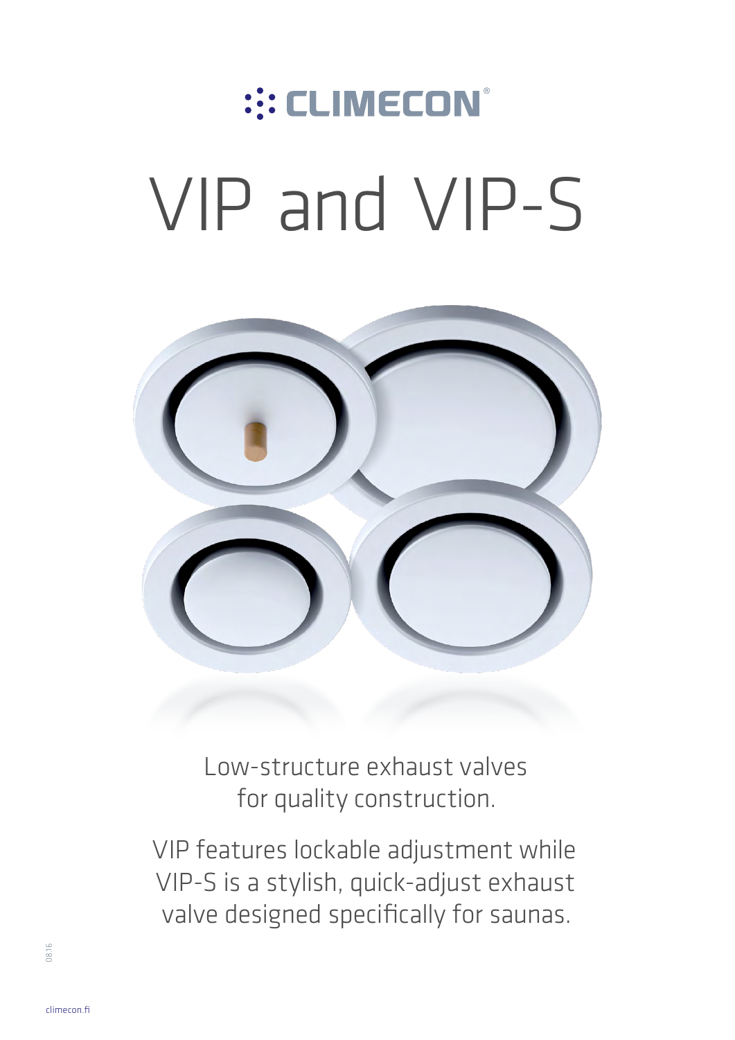CLIMECON®

# VIP and VIP-S

Low-structure exhaust valves for quality construction.

VIP features lockable adjustment while VIP-S is a stylish, quick-adjust exhaust valve designed specifically for saunas.

08.16

climecon.fi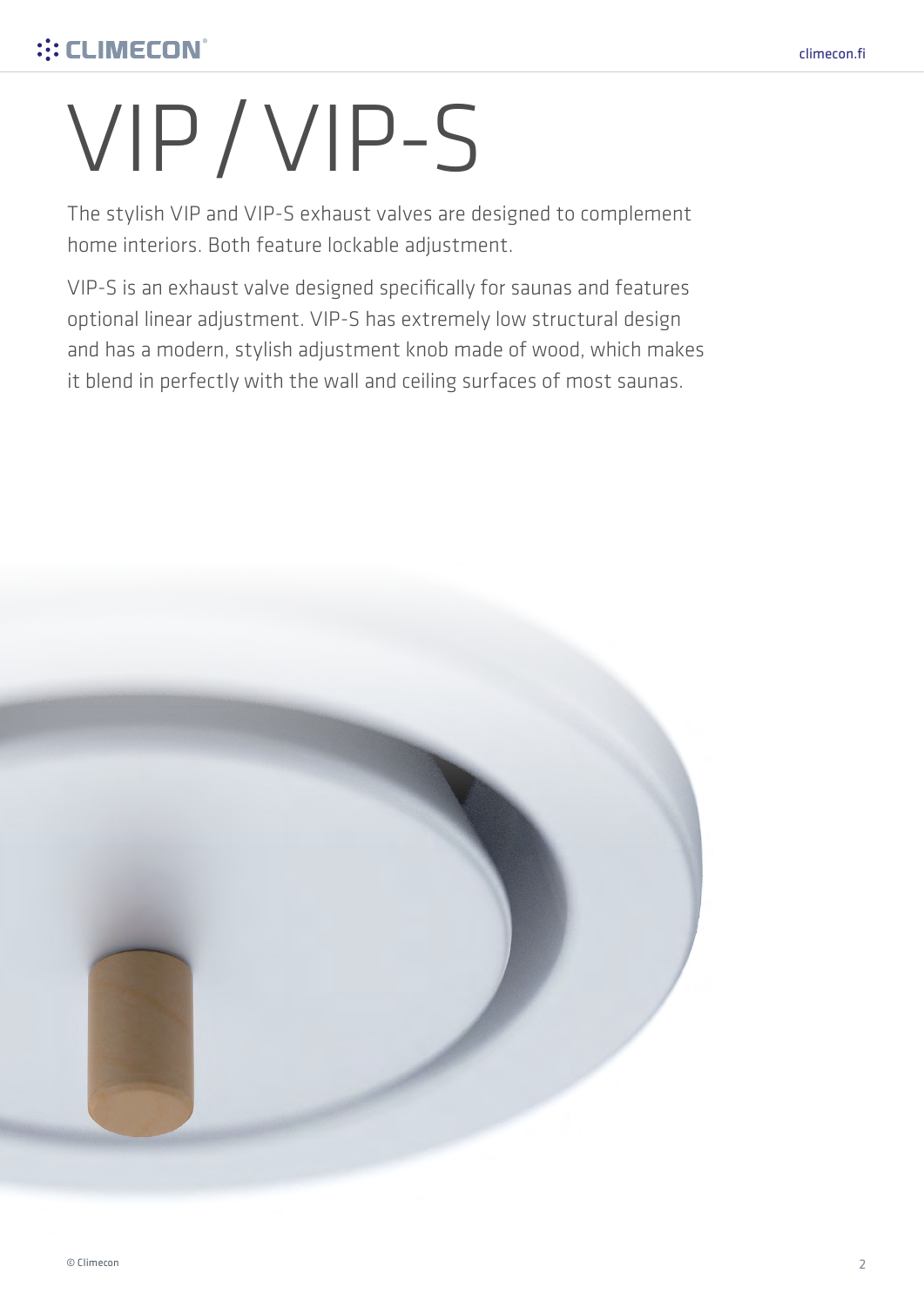# VIP / VIP-S

The stylish VIP and VIP-S exhaust valves are designed to complement home interiors. Both feature lockable adjustment.

VIP-S is an exhaust valve designed specifically for saunas and features optional linear adjustment. VIP-S has extremely low structural design and has a modern, stylish adjustment knob made of wood, which makes it blend in perfectly with the wall and ceiling surfaces of most saunas.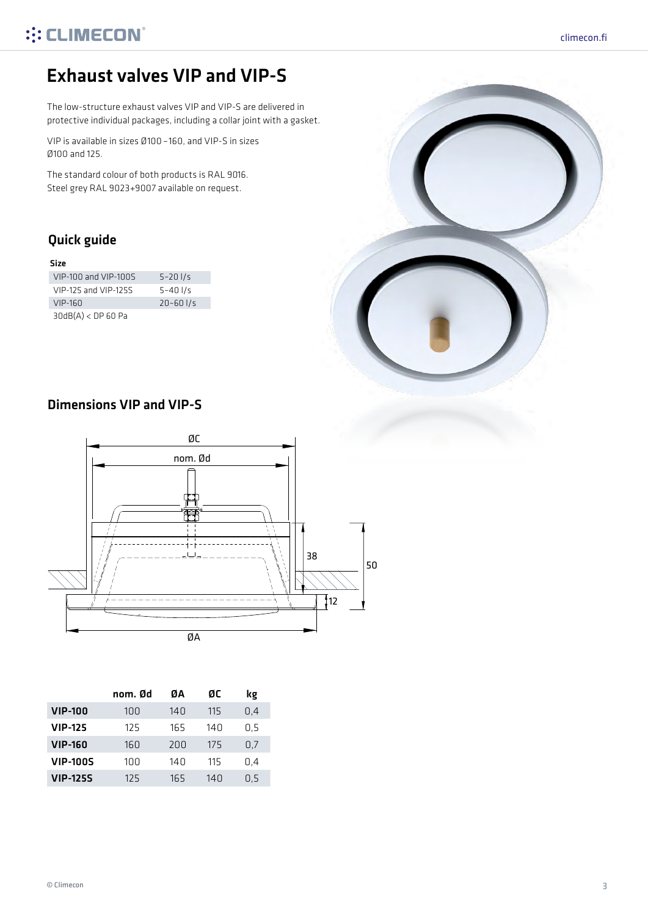# Exhaust valves VIP and VIP-S

The low-structure exhaust valves VIP and VIP-S are delivered in protective individual packages, including a collar joint with a gasket.

VIP is available in sizes Ø100 –160, and VIP-S in sizes Ø100 and 125.

The standard colour of both products is RAL 9016. Steel grey RAL 9023+9007 available on request.

## Quick guide

| Size | |
|---|---|
| VIP-100 and VIP-100S | 5–20 l/s |
| VIP-125 and VIP-125S | 5–40 l/s |
| VIP-160 | 20–60 l/s |

30dB(A) < DP 60 Pa

## Dimensions VIP and VIP-S

| | nom. Ød | ØA | ØC | kg |
|---|---|---|---|---|
| **VIP-100** | 100 | 140 | 115 | 0,4 |
| **VIP-125** | 125 | 165 | 140 | 0,5 |
| **VIP-160** | 160 | 200 | 175 | 0,7 |
| **VIP-100S** | 100 | 140 | 115 | 0,4 |
| **VIP-125S** | 125 | 165 | 140 | 0,5 |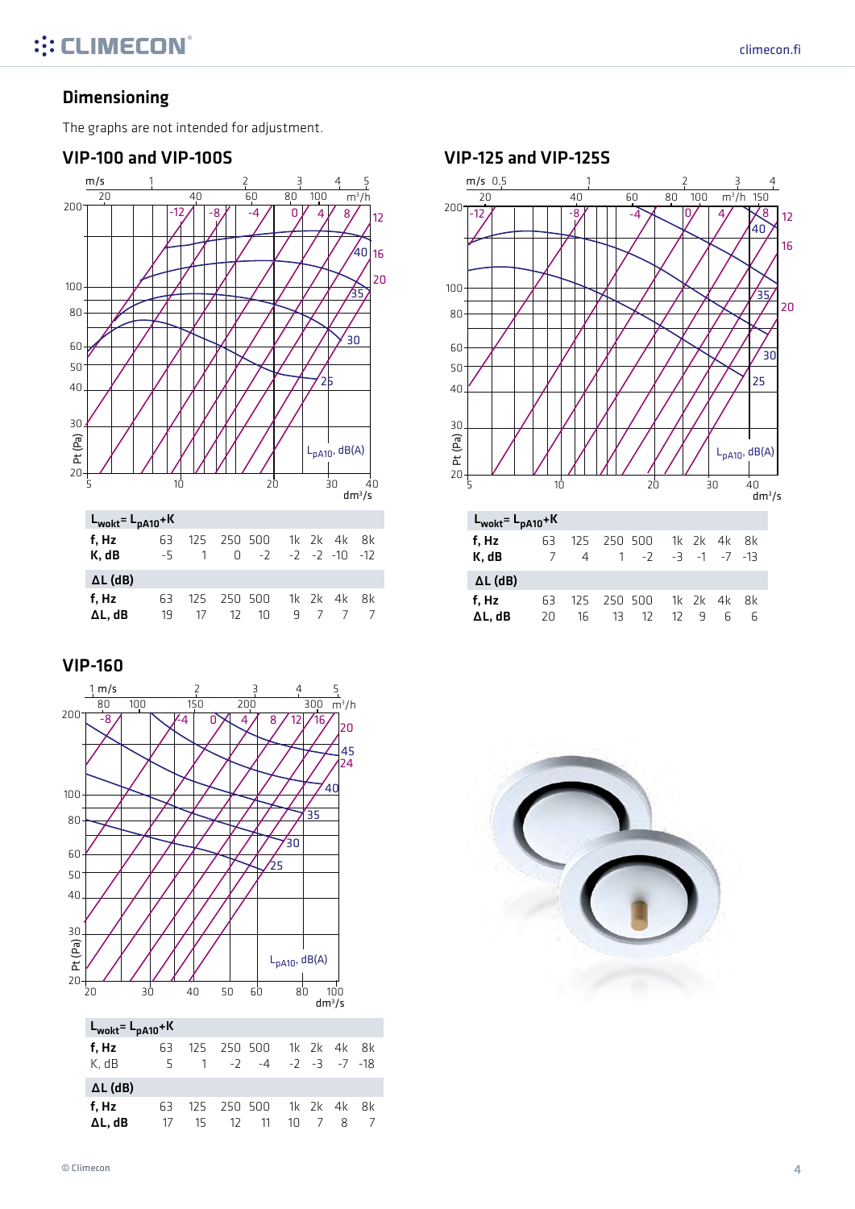## Dimensioning

The graphs are not intended for adjustment.

### VIP-100 and VIP-100S

m/s 1 2 3 4 5

20 40 60 80 100 m³/h

200 100 80 60 50 40 30 20

Pt (Pa)

5 10 20 30 40 dm³/s

-12 -8 -4 0 4 8 12 16 20

40 35 30 25

$L_{pA10}$, dB(A)

| $L_{wokt} = L_{pA10} + K$ | | | | | | | | |
|---|---|---|---|---|---|---|---|---|
| **f, Hz** | 63 | 125 | 250 | 500 | 1k | 2k | 4k | 8k |
| **K, dB** | -5 | 1 | 0 | -2 | -2 | -2 | -10 | -12 |

| ΔL (dB) | | | | | | | | |
|---|---|---|---|---|---|---|---|---|
| **f, Hz** | 63 | 125 | 250 | 500 | 1k | 2k | 4k | 8k |
| **ΔL, dB** | 19 | 17 | 12 | 10 | 9 | 7 | 7 | 7 |

### VIP-125 and VIP-125S

m/s 0,5 1 2 3 4

20 40 60 80 100 m³/h 150

200 100 80 60 50 40 30 20

Pt (Pa)

5 10 20 30 40 dm³/s

-12 -8 -4 0 4 8 12 16 20

40 35 30 25

$L_{pA10}$, dB(A)

| $L_{wokt} = L_{pA10} + K$ | | | | | | | | |
|---|---|---|---|---|---|---|---|---|
| **f, Hz** | 63 | 125 | 250 | 500 | 1k | 2k | 4k | 8k |
| **K, dB** | 7 | 4 | 1 | -2 | -3 | -1 | -7 | -13 |

| ΔL (dB) | | | | | | | | |
|---|---|---|---|---|---|---|---|---|
| **f, Hz** | 63 | 125 | 250 | 500 | 1k | 2k | 4k | 8k |
| **ΔL, dB** | 20 | 16 | 13 | 12 | 12 | 9 | 6 | 6 |

### VIP-160

1 m/s 2 3 4 5

80 100 150 200 300 m³/h

200 100 80 60 50 40 30 20

Pt (Pa)

20 30 40 50 60 80 100 dm³/s

-8 -4 0 4 8 12 16 20

45 24 40 35 30 25

$L_{pA10}$, dB(A)

| $L_{wokt} = L_{pA10} + K$ | | | | | | | | |
|---|---|---|---|---|---|---|---|---|
| **f, Hz** | 63 | 125 | 250 | 500 | 1k | 2k | 4k | 8k |
| K, dB | 5 | 1 | -2 | -4 | -2 | -3 | -7 | -18 |

| ΔL (dB) | | | | | | | | |
|---|---|---|---|---|---|---|---|---|
| **f, Hz** | 63 | 125 | 250 | 500 | 1k | 2k | 4k | 8k |
| **ΔL, dB** | 17 | 15 | 12 | 11 | 10 | 7 | 8 | 7 |